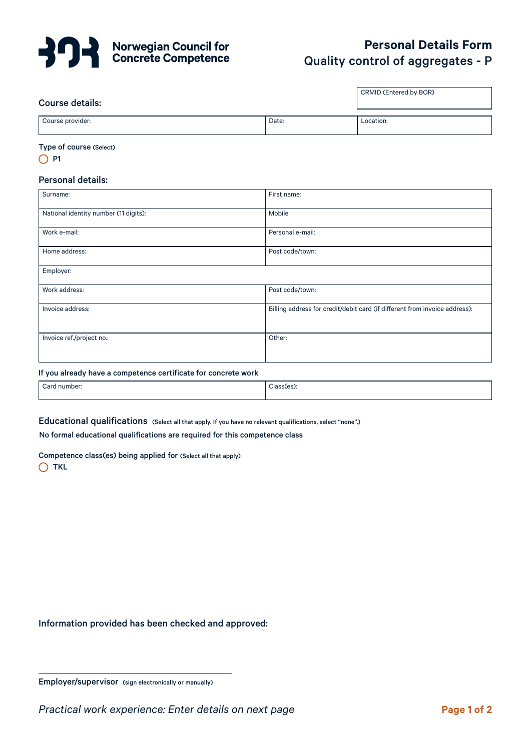Norwegian Council for Concrete Competence

# Personal Details Form

## Quality control of aggregates - P

| CRMID (Entered by BOR) |
|---|
| |

### Course details:

| Course provider: | Date: | Location: |
|---|---|---|
| | | |

Type of course (Select)

◯ P1

### Personal details:

| Surname: | First name: |
|---|---|
| National identity number (11 digits): | Mobile |
| Work e-mail: | Personal e-mail: |
| Home address: | Post code/town: |
| Employer: | |
| Work address: | Post code/town: |
| Invoice address: | Billing address for credit/debit card (if different from invoice address): |
| Invoice ref./project no.: | Other: |

If you already have a competence certificate for concrete work

| Card number: | Class(es): |
|---|---|
| | |

### Educational qualifications (Select all that apply. If you have no relevant qualifications, select "none".)

No formal educational qualifications are required for this competence class

Competence class(es) being applied for (Select all that apply)

◯ TKL

Information provided has been checked and approved:

Employer/supervisor (sign electronically or manually)

*Practical work experience: Enter details on next page*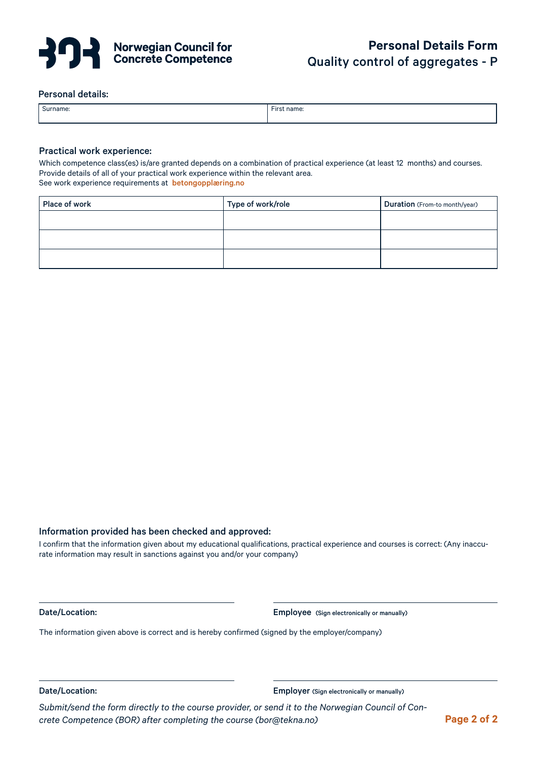Norwegian Council for Concrete Competence

# Personal Details Form
## Quality control of aggregates - P

### Personal details:

| Surname: | First name: |
| --- | --- |
| | |

### Practical work experience:

Which competence class(es) is/are granted depends on a combination of practical experience (at least 12 months) and courses. Provide details of all of your practical work experience within the relevant area.
See work experience requirements at **betongopplæring.no**

| Place of work | Type of work/role | **Duration** (From-to month/year) |
| --- | --- | --- |
| | | |
| | | |
| | | |

### Information provided has been checked and approved:

I confirm that the information given about my educational qualifications, practical experience and courses is correct: (Any inaccurate information may result in sanctions against you and/or your company)

Date/Location: ____________________ Employee (Sign electronically or manually) ____________________

The information given above is correct and is hereby confirmed (signed by the employer/company)

Date/Location: ____________________ Employer (Sign electronically or manually) ____________________

*Submit/send the form directly to the course provider, or send it to the Norwegian Council of Concrete Competence (BOR) after completing the course (bor@tekna.no)*